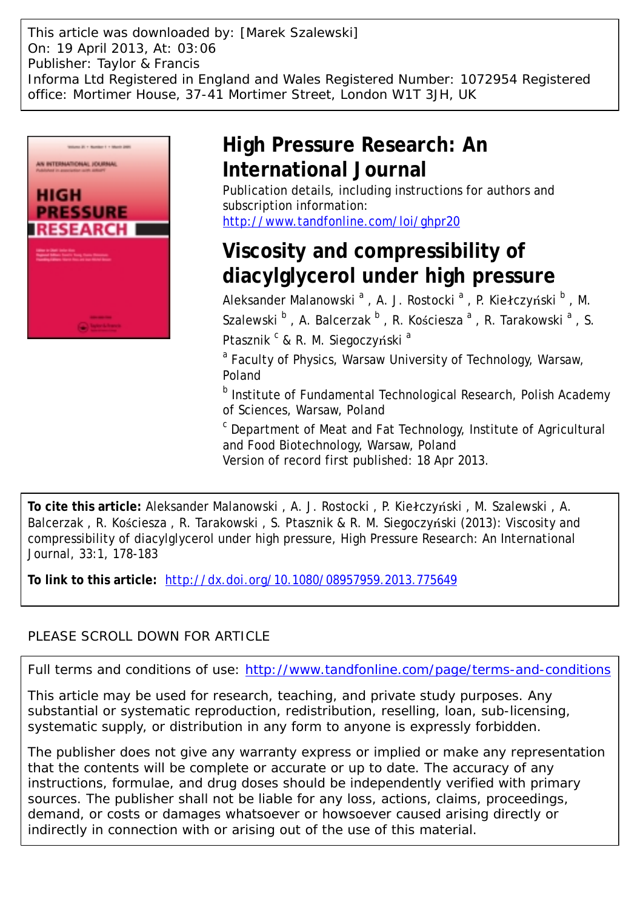This article was downloaded by: [Marek Szalewski]
On: 19 April 2013, At: 03:06
Publisher: Taylor & Francis
Informa Ltd Registered in England and Wales Registered Number: 1072954 Registered office: Mortimer House, 37-41 Mortimer Street, London W1T 3JH, UK

# High Pressure Research: An International Journal

Publication details, including instructions for authors and subscription information:
http://www.tandfonline.com/loi/ghpr20

# Viscosity and compressibility of diacylglycerol under high pressure

Aleksander Malanowski [a], A. J. Rostocki [a], P. Kiełczyński [b], M. Szalewski [b], A. Balcerzak [b], R. Kościesza [a], R. Tarakowski [a], S. Ptasznik [c] & R. M. Siegoczyński [a]

[a] Faculty of Physics, Warsaw University of Technology, Warsaw, Poland

[b] Institute of Fundamental Technological Research, Polish Academy of Sciences, Warsaw, Poland

[c] Department of Meat and Fat Technology, Institute of Agricultural and Food Biotechnology, Warsaw, Poland

Version of record first published: 18 Apr 2013.

**To cite this article:** Aleksander Malanowski , A. J. Rostocki , P. Kiełczyński , M. Szalewski , A. Balcerzak , R. Kościesza , R. Tarakowski , S. Ptasznik & R. M. Siegoczyński (2013): Viscosity and compressibility of diacylglycerol under high pressure, High Pressure Research: An International Journal, 33:1, 178-183

**To link to this article:** http://dx.doi.org/10.1080/08957959.2013.775649

PLEASE SCROLL DOWN FOR ARTICLE

Full terms and conditions of use: http://www.tandfonline.com/page/terms-and-conditions

This article may be used for research, teaching, and private study purposes. Any substantial or systematic reproduction, redistribution, reselling, loan, sub-licensing, systematic supply, or distribution in any form to anyone is expressly forbidden.

The publisher does not give any warranty express or implied or make any representation that the contents will be complete or accurate or up to date. The accuracy of any instructions, formulae, and drug doses should be independently verified with primary sources. The publisher shall not be liable for any loss, actions, claims, proceedings, demand, or costs or damages whatsoever or howsoever caused arising directly or indirectly in connection with or arising out of the use of this material.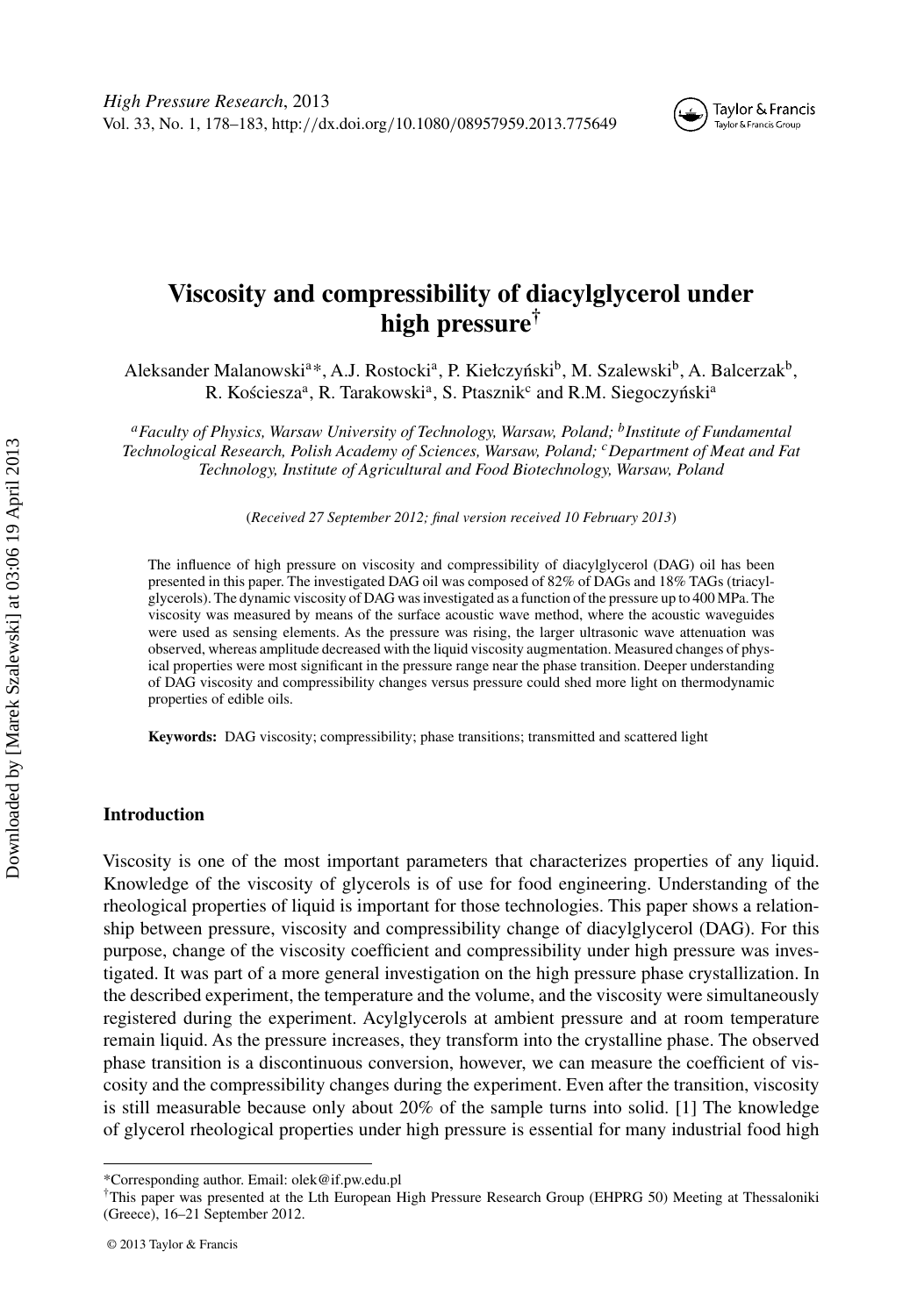# Viscosity and compressibility of diacylglycerol under high pressure[†]

Aleksander Malanowski[a]*, A.J. Rostocki[a], P. Kiełczyński[b], M. Szalewski[b], A. Balcerzak[b], R. Kościesza[a], R. Tarakowski[a], S. Ptasznik[c] and R.M. Siegoczyński[a]

*[a]Faculty of Physics, Warsaw University of Technology, Warsaw, Poland; [b]Institute of Fundamental Technological Research, Polish Academy of Sciences, Warsaw, Poland; [c]Department of Meat and Fat Technology, Institute of Agricultural and Food Biotechnology, Warsaw, Poland*

(*Received 27 September 2012; final version received 10 February 2013*)

The influence of high pressure on viscosity and compressibility of diacylglycerol (DAG) oil has been presented in this paper. The investigated DAG oil was composed of 82% of DAGs and 18% TAGs (triacylglycerols). The dynamic viscosity of DAG was investigated as a function of the pressure up to 400 MPa. The viscosity was measured by means of the surface acoustic wave method, where the acoustic waveguides were used as sensing elements. As the pressure was rising, the larger ultrasonic wave attenuation was observed, whereas amplitude decreased with the liquid viscosity augmentation. Measured changes of physical properties were most significant in the pressure range near the phase transition. Deeper understanding of DAG viscosity and compressibility changes versus pressure could shed more light on thermodynamic properties of edible oils.

**Keywords:** DAG viscosity; compressibility; phase transitions; transmitted and scattered light

## Introduction

Viscosity is one of the most important parameters that characterizes properties of any liquid. Knowledge of the viscosity of glycerols is of use for food engineering. Understanding of the rheological properties of liquid is important for those technologies. This paper shows a relationship between pressure, viscosity and compressibility change of diacylglycerol (DAG). For this purpose, change of the viscosity coefficient and compressibility under high pressure was investigated. It was part of a more general investigation on the high pressure phase crystallization. In the described experiment, the temperature and the volume, and the viscosity were simultaneously registered during the experiment. Acylglycerols at ambient pressure and at room temperature remain liquid. As the pressure increases, they transform into the crystalline phase. The observed phase transition is a discontinuous conversion, however, we can measure the coefficient of viscosity and the compressibility changes during the experiment. Even after the transition, viscosity is still measurable because only about 20% of the sample turns into solid. [1] The knowledge of glycerol rheological properties under high pressure is essential for many industrial food high

---

*Corresponding author. Email: olek@if.pw.edu.pl

[†]This paper was presented at the Lth European High Pressure Research Group (EHPRG 50) Meeting at Thessaloniki (Greece), 16–21 September 2012.

© 2013 Taylor & Francis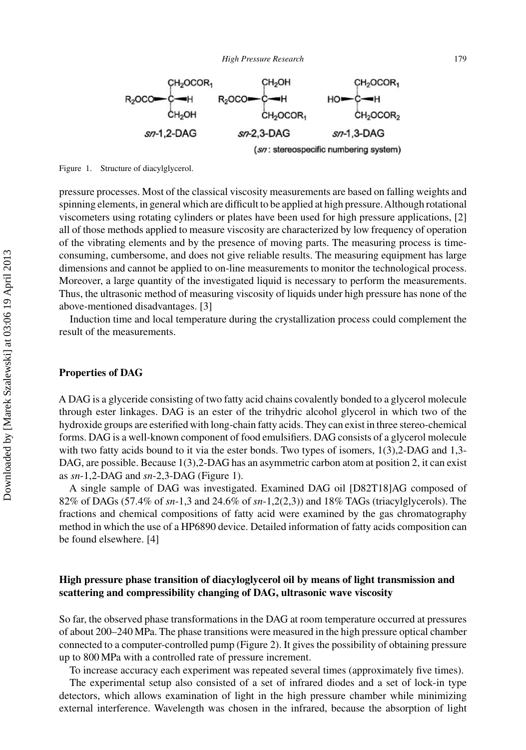Figure 1. Structure of diacylglycerol.

pressure processes. Most of the classical viscosity measurements are based on falling weights and spinning elements, in general which are difficult to be applied at high pressure. Although rotational viscometers using rotating cylinders or plates have been used for high pressure applications, [2] all of those methods applied to measure viscosity are characterized by low frequency of operation of the vibrating elements and by the presence of moving parts. The measuring process is time-consuming, cumbersome, and does not give reliable results. The measuring equipment has large dimensions and cannot be applied to on-line measurements to monitor the technological process. Moreover, a large quantity of the investigated liquid is necessary to perform the measurements. Thus, the ultrasonic method of measuring viscosity of liquids under high pressure has none of the above-mentioned disadvantages. [3]

Induction time and local temperature during the crystallization process could complement the result of the measurements.

## Properties of DAG

A DAG is a glyceride consisting of two fatty acid chains covalently bonded to a glycerol molecule through ester linkages. DAG is an ester of the trihydric alcohol glycerol in which two of the hydroxide groups are esterified with long-chain fatty acids. They can exist in three stereo-chemical forms. DAG is a well-known component of food emulsifiers. DAG consists of a glycerol molecule with two fatty acids bound to it via the ester bonds. Two types of isomers, 1(3),2-DAG and 1,3-DAG, are possible. Because 1(3),2-DAG has an asymmetric carbon atom at position 2, it can exist as *sn*-1,2-DAG and *sn*-2,3-DAG (Figure 1).

A single sample of DAG was investigated. Examined DAG oil [D82T18]AG composed of 82% of DAGs (57.4% of *sn*-1,3 and 24.6% of *sn*-1,2(2,3)) and 18% TAGs (triacylglycerols). The fractions and chemical compositions of fatty acid were examined by the gas chromatography method in which the use of a HP6890 device. Detailed information of fatty acids composition can be found elsewhere. [4]

## High pressure phase transition of diacyloglycerol oil by means of light transmission and scattering and compressibility changing of DAG, ultrasonic wave viscosity

So far, the observed phase transformations in the DAG at room temperature occurred at pressures of about 200–240 MPa. The phase transitions were measured in the high pressure optical chamber connected to a computer-controlled pump (Figure 2). It gives the possibility of obtaining pressure up to 800 MPa with a controlled rate of pressure increment.

To increase accuracy each experiment was repeated several times (approximately five times).

The experimental setup also consisted of a set of infrared diodes and a set of lock-in type detectors, which allows examination of light in the high pressure chamber while minimizing external interference. Wavelength was chosen in the infrared, because the absorption of light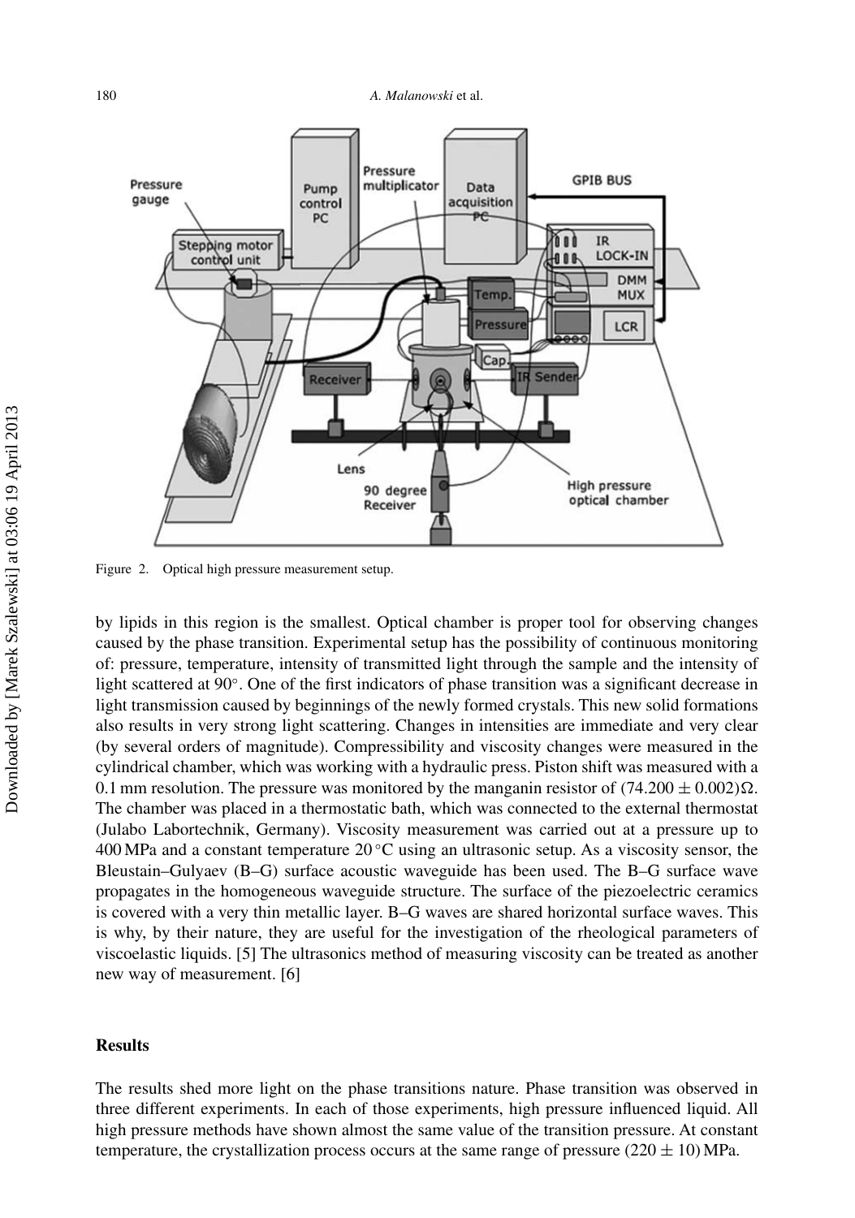Figure 2. Optical high pressure measurement setup.

by lipids in this region is the smallest. Optical chamber is proper tool for observing changes caused by the phase transition. Experimental setup has the possibility of continuous monitoring of: pressure, temperature, intensity of transmitted light through the sample and the intensity of light scattered at 90°. One of the first indicators of phase transition was a significant decrease in light transmission caused by beginnings of the newly formed crystals. This new solid formations also results in very strong light scattering. Changes in intensities are immediate and very clear (by several orders of magnitude). Compressibility and viscosity changes were measured in the cylindrical chamber, which was working with a hydraulic press. Piston shift was measured with a 0.1 mm resolution. The pressure was monitored by the manganin resistor of $(74.200 \pm 0.002)\Omega$. The chamber was placed in a thermostatic bath, which was connected to the external thermostat (Julabo Labortechnik, Germany). Viscosity measurement was carried out at a pressure up to 400 MPa and a constant temperature 20 °C using an ultrasonic setup. As a viscosity sensor, the Bleustain–Gulyaev (B–G) surface acoustic waveguide has been used. The B–G surface wave propagates in the homogeneous waveguide structure. The surface of the piezoelectric ceramics is covered with a very thin metallic layer. B–G waves are shared horizontal surface waves. This is why, by their nature, they are useful for the investigation of the rheological parameters of viscoelastic liquids. [5] The ultrasonics method of measuring viscosity can be treated as another new way of measurement. [6]

## Results

The results shed more light on the phase transitions nature. Phase transition was observed in three different experiments. In each of those experiments, high pressure influenced liquid. All high pressure methods have shown almost the same value of the transition pressure. At constant temperature, the crystallization process occurs at the same range of pressure $(220 \pm 10)$ MPa.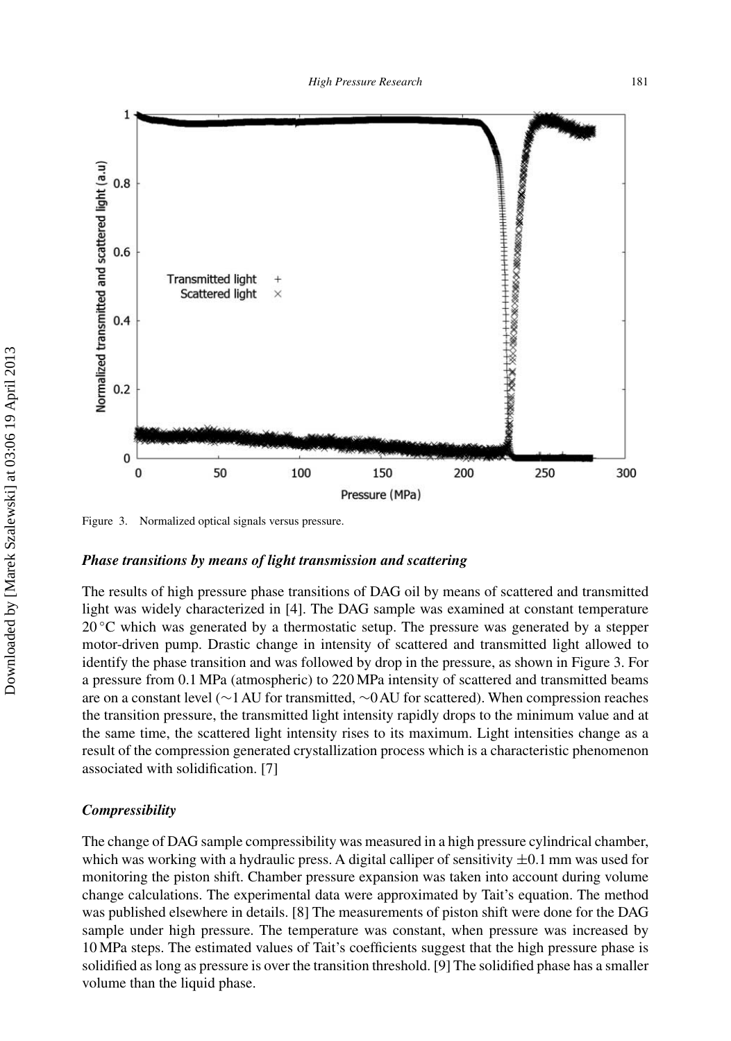Figure 3. Normalized optical signals versus pressure.

### *Phase transitions by means of light transmission and scattering*

The results of high pressure phase transitions of DAG oil by means of scattered and transmitted light was widely characterized in [4]. The DAG sample was examined at constant temperature 20 °C which was generated by a thermostatic setup. The pressure was generated by a stepper motor-driven pump. Drastic change in intensity of scattered and transmitted light allowed to identify the phase transition and was followed by drop in the pressure, as shown in Figure 3. For a pressure from 0.1 MPa (atmospheric) to 220 MPa intensity of scattered and transmitted beams are on a constant level (∼1 AU for transmitted, ∼0 AU for scattered). When compression reaches the transition pressure, the transmitted light intensity rapidly drops to the minimum value and at the same time, the scattered light intensity rises to its maximum. Light intensities change as a result of the compression generated crystallization process which is a characteristic phenomenon associated with solidification. [7]

### *Compressibility*

The change of DAG sample compressibility was measured in a high pressure cylindrical chamber, which was working with a hydraulic press. A digital calliper of sensitivity ±0.1 mm was used for monitoring the piston shift. Chamber pressure expansion was taken into account during volume change calculations. The experimental data were approximated by Tait's equation. The method was published elsewhere in details. [8] The measurements of piston shift were done for the DAG sample under high pressure. The temperature was constant, when pressure was increased by 10 MPa steps. The estimated values of Tait's coefficients suggest that the high pressure phase is solidified as long as pressure is over the transition threshold. [9] The solidified phase has a smaller volume than the liquid phase.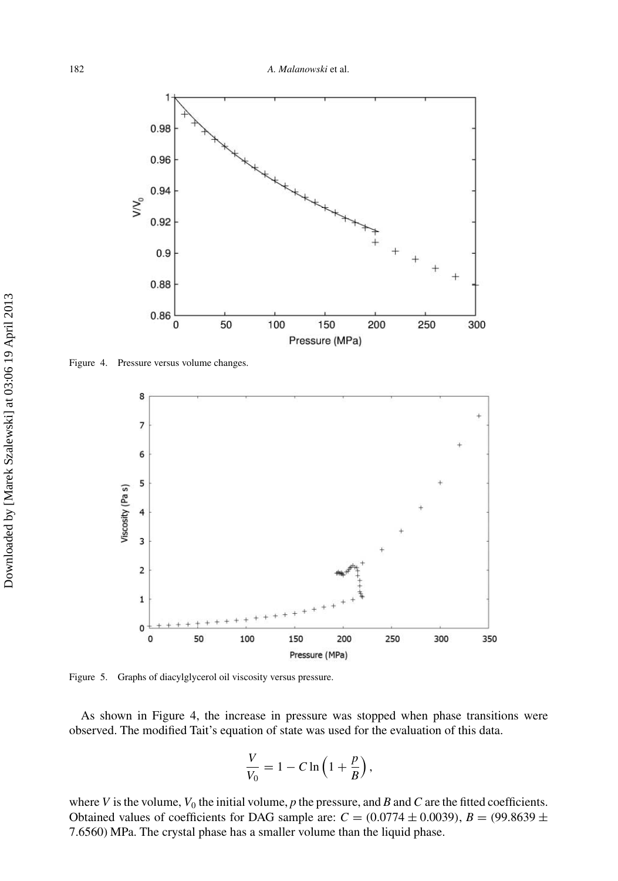Figure 4. Pressure versus volume changes.

Figure 5. Graphs of diacylglycerol oil viscosity versus pressure.

As shown in Figure 4, the increase in pressure was stopped when phase transitions were observed. The modified Tait's equation of state was used for the evaluation of this data.

$$\frac{V}{V_0} = 1 - C \ln\left(1 + \frac{p}{B}\right),$$

where $V$ is the volume, $V_0$ the initial volume, $p$ the pressure, and $B$ and $C$ are the fitted coefficients. Obtained values of coefficients for DAG sample are: $C = (0.0774 \pm 0.0039)$, $B = (99.8639 \pm 7.6560)$ MPa. The crystal phase has a smaller volume than the liquid phase.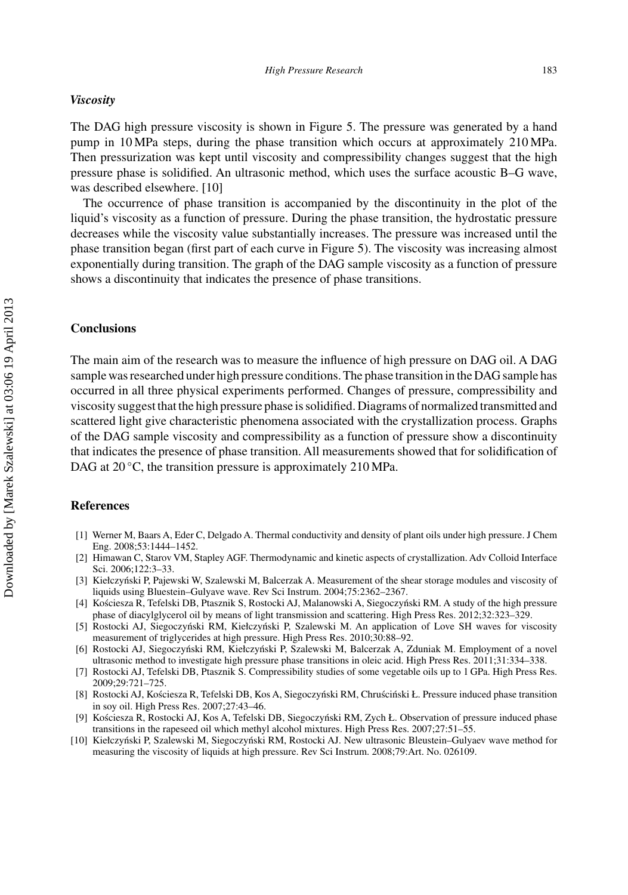### *Viscosity*

The DAG high pressure viscosity is shown in Figure 5. The pressure was generated by a hand pump in 10 MPa steps, during the phase transition which occurs at approximately 210 MPa. Then pressurization was kept until viscosity and compressibility changes suggest that the high pressure phase is solidified. An ultrasonic method, which uses the surface acoustic B–G wave, was described elsewhere. [10]

The occurrence of phase transition is accompanied by the discontinuity in the plot of the liquid's viscosity as a function of pressure. During the phase transition, the hydrostatic pressure decreases while the viscosity value substantially increases. The pressure was increased until the phase transition began (first part of each curve in Figure 5). The viscosity was increasing almost exponentially during transition. The graph of the DAG sample viscosity as a function of pressure shows a discontinuity that indicates the presence of phase transitions.

## Conclusions

The main aim of the research was to measure the influence of high pressure on DAG oil. A DAG sample was researched under high pressure conditions. The phase transition in the DAG sample has occurred in all three physical experiments performed. Changes of pressure, compressibility and viscosity suggest that the high pressure phase is solidified. Diagrams of normalized transmitted and scattered light give characteristic phenomena associated with the crystallization process. Graphs of the DAG sample viscosity and compressibility as a function of pressure show a discontinuity that indicates the presence of phase transition. All measurements showed that for solidification of DAG at 20 °C, the transition pressure is approximately 210 MPa.

## References

[1] Werner M, Baars A, Eder C, Delgado A. Thermal conductivity and density of plant oils under high pressure. J Chem Eng. 2008;53:1444–1452.

[2] Himawan C, Starov VM, Stapley AGF. Thermodynamic and kinetic aspects of crystallization. Adv Colloid Interface Sci. 2006;122:3–33.

[3] Kiełczyński P, Pajewski W, Szalewski M, Balcerzak A. Measurement of the shear storage modules and viscosity of liquids using Bluestein–Gulyave wave. Rev Sci Instrum. 2004;75:2362–2367.

[4] Kościesza R, Tefelski DB, Ptasznik S, Rostocki AJ, Malanowski A, Siegoczyński RM. A study of the high pressure phase of diacylglycerol oil by means of light transmission and scattering. High Press Res. 2012;32:323–329.

[5] Rostocki AJ, Siegoczyński RM, Kiełczyński P, Szalewski M. An application of Love SH waves for viscosity measurement of triglycerides at high pressure. High Press Res. 2010;30:88–92.

[6] Rostocki AJ, Siegoczyński RM, Kiełczyński P, Szalewski M, Balcerzak A, Zduniak M. Employment of a novel ultrasonic method to investigate high pressure phase transitions in oleic acid. High Press Res. 2011;31:334–338.

[7] Rostocki AJ, Tefelski DB, Ptasznik S. Compressibility studies of some vegetable oils up to 1 GPa. High Press Res. 2009;29:721–725.

[8] Rostocki AJ, Kościesza R, Tefelski DB, Kos A, Siegoczyński RM, Chruściński Ł. Pressure induced phase transition in soy oil. High Press Res. 2007;27:43–46.

[9] Kościesza R, Rostocki AJ, Kos A, Tefelski DB, Siegoczyński RM, Zych Ł. Observation of pressure induced phase transitions in the rapeseed oil which methyl alcohol mixtures. High Press Res. 2007;27:51–55.

[10] Kiełczyński P, Szalewski M, Siegoczyński RM, Rostocki AJ. New ultrasonic Bleustein–Gulyaev wave method for measuring the viscosity of liquids at high pressure. Rev Sci Instrum. 2008;79:Art. No. 026109.